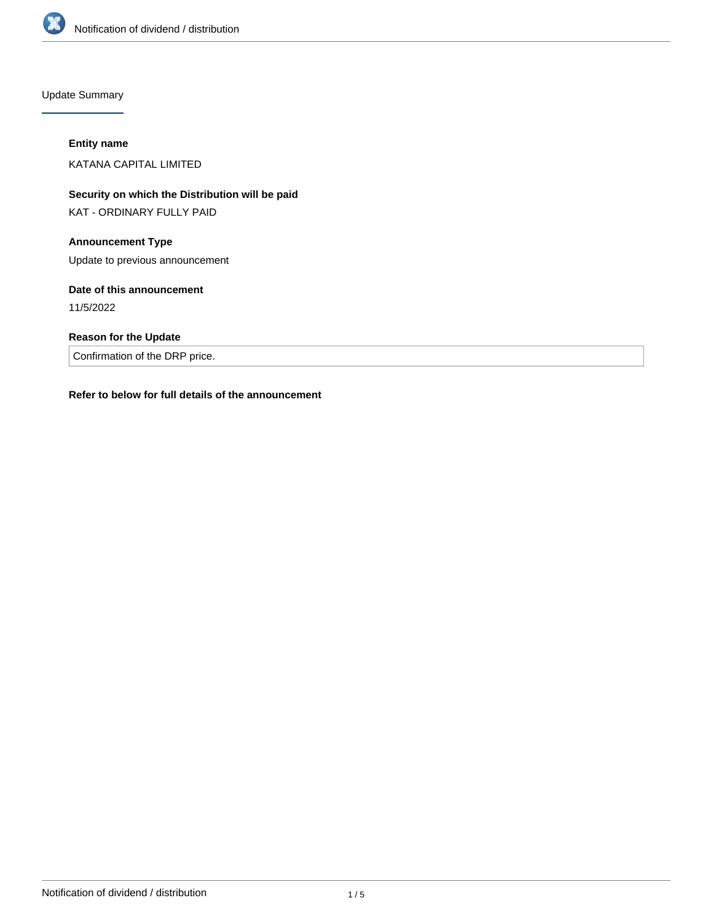Update Summary

**Entity name**

KATANA CAPITAL LIMITED

**Security on which the Distribution will be paid**

KAT - ORDINARY FULLY PAID

**Announcement Type**

Update to previous announcement

**Date of this announcement**

11/5/2022

**Reason for the Update**

Confirmation of the DRP price.

**Refer to below for full details of the announcement**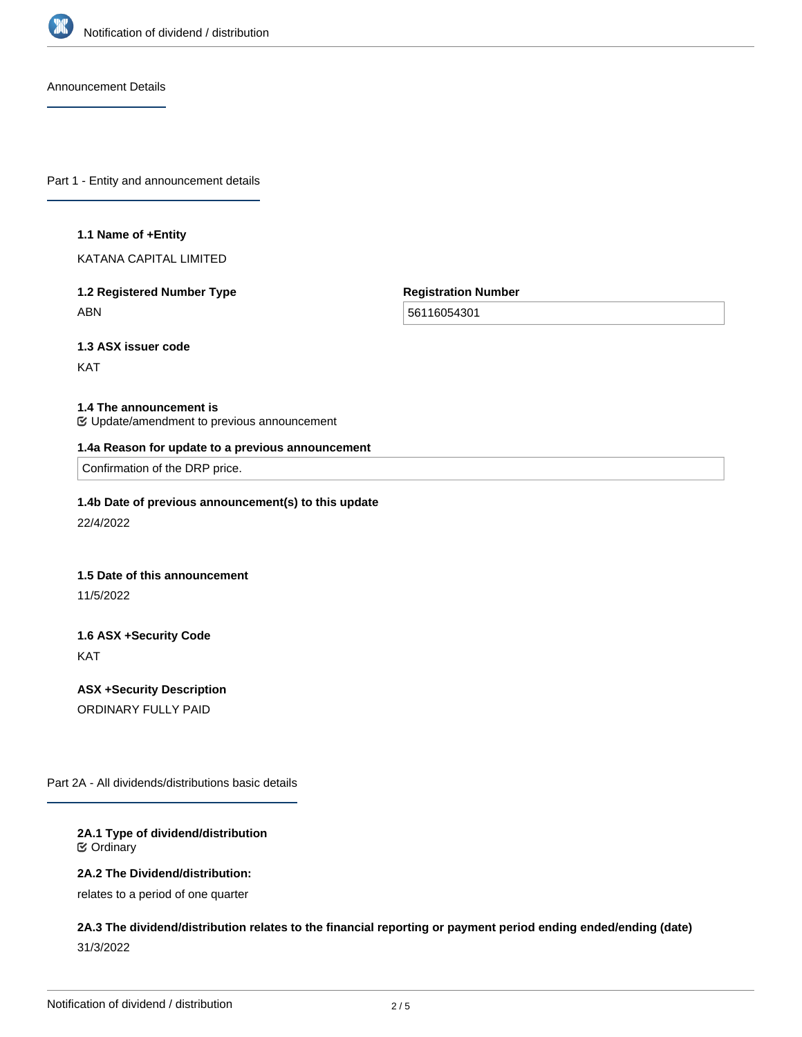Announcement Details

## Part 1 - Entity and announcement details

**1.1 Name of +Entity**

KATANA CAPITAL LIMITED

**1.2 Registered Number Type**

ABN

**Registration Number**

56116054301

**1.3 ASX issuer code**

KAT

**1.4 The announcement is**

Update/amendment to previous announcement

**1.4a Reason for update to a previous announcement**

Confirmation of the DRP price.

**1.4b Date of previous announcement(s) to this update**

22/4/2022

**1.5 Date of this announcement**

11/5/2022

**1.6 ASX +Security Code**

KAT

**ASX +Security Description**

ORDINARY FULLY PAID

## Part 2A - All dividends/distributions basic details

**2A.1 Type of dividend/distribution**

Ordinary

**2A.2 The Dividend/distribution:**

relates to a period of one quarter

**2A.3 The dividend/distribution relates to the financial reporting or payment period ending ended/ending (date)**

31/3/2022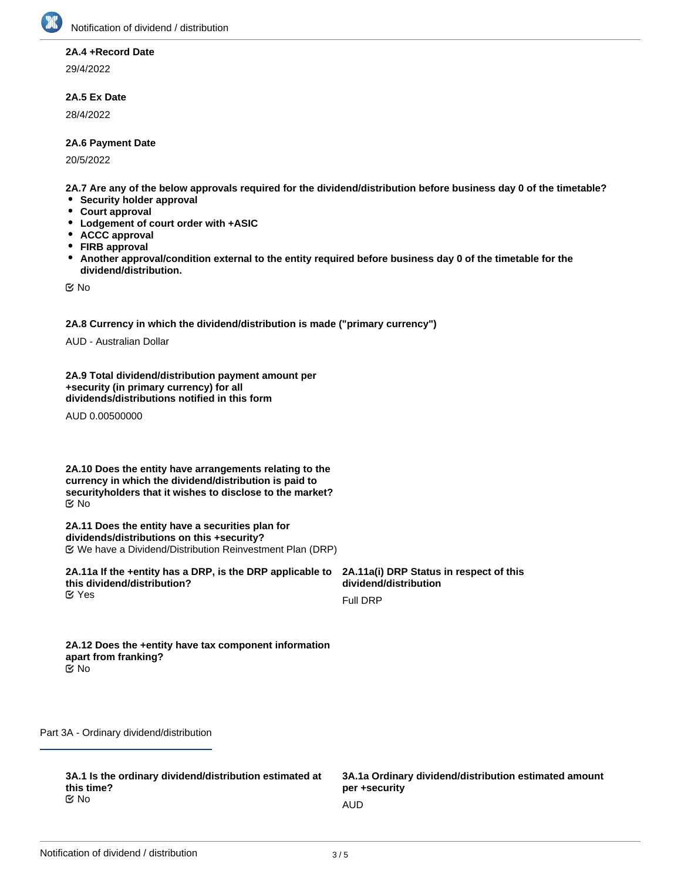**2A.4 +Record Date**

29/4/2022

**2A.5 Ex Date**

28/4/2022

**2A.6 Payment Date**

20/5/2022

**2A.7 Are any of the below approvals required for the dividend/distribution before business day 0 of the timetable?**

- **Security holder approval**
- **Court approval**
- **Lodgement of court order with +ASIC**
- **ACCC approval**
- **FIRB approval**
- **Another approval/condition external to the entity required before business day 0 of the timetable for the dividend/distribution.**

☑ No

**2A.8 Currency in which the dividend/distribution is made ("primary currency")**

AUD - Australian Dollar

**2A.9 Total dividend/distribution payment amount per +security (in primary currency) for all dividends/distributions notified in this form**

AUD 0.00500000

**2A.10 Does the entity have arrangements relating to the currency in which the dividend/distribution is paid to securityholders that it wishes to disclose to the market?**

☑ No

**2A.11 Does the entity have a securities plan for dividends/distributions on this +security?**

☑ We have a Dividend/Distribution Reinvestment Plan (DRP)

**2A.11a If the +entity has a DRP, is the DRP applicable to this dividend/distribution?**

☑ Yes

**2A.11a(i) DRP Status in respect of this dividend/distribution**

Full DRP

**2A.12 Does the +entity have tax component information apart from franking?**

☑ No

## Part 3A - Ordinary dividend/distribution

**3A.1 Is the ordinary dividend/distribution estimated at this time?**

☑ No

**3A.1a Ordinary dividend/distribution estimated amount per +security**

AUD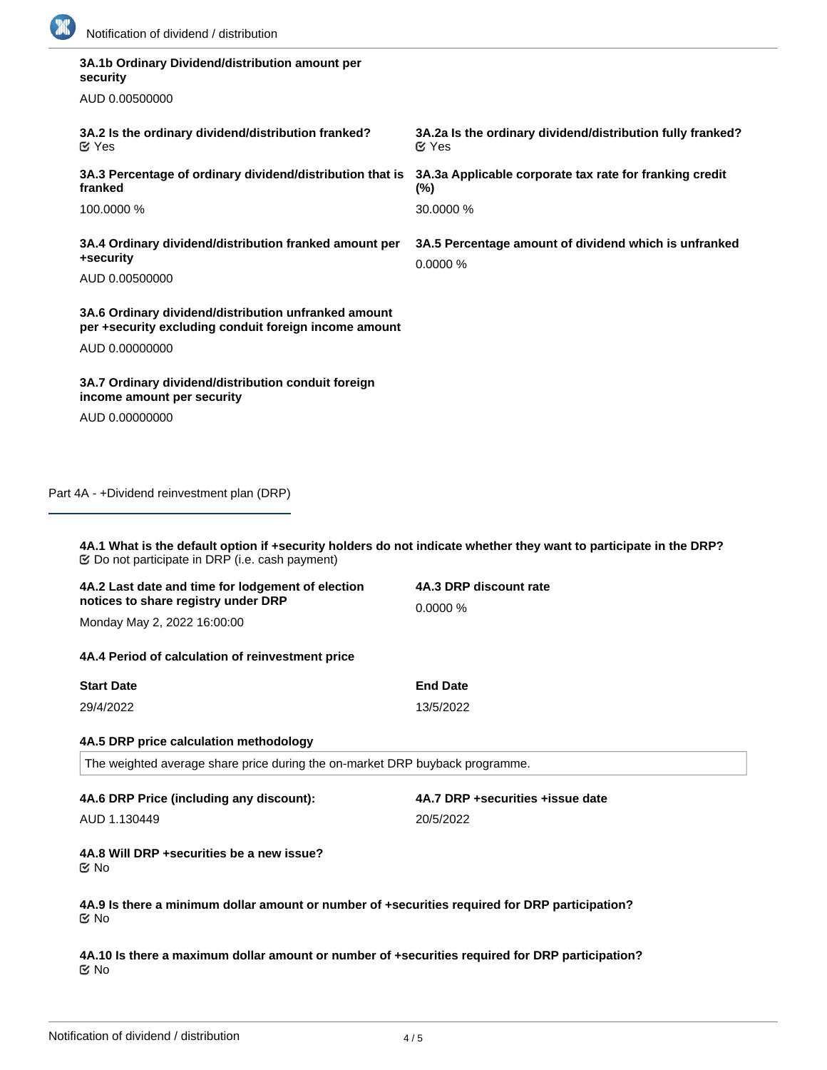**3A.1b Ordinary Dividend/distribution amount per security**

AUD 0.00500000

**3A.2 Is the ordinary dividend/distribution franked?**
Yes

**3A.2a Is the ordinary dividend/distribution fully franked?**
Yes

**3A.3 Percentage of ordinary dividend/distribution that is franked**

100.0000 %

**3A.3a Applicable corporate tax rate for franking credit (%)**

30.0000 %

**3A.4 Ordinary dividend/distribution franked amount per +security**

AUD 0.00500000

**3A.5 Percentage amount of dividend which is unfranked**

0.0000 %

**3A.6 Ordinary dividend/distribution unfranked amount per +security excluding conduit foreign income amount**

AUD 0.00000000

**3A.7 Ordinary dividend/distribution conduit foreign income amount per security**

AUD 0.00000000

## Part 4A - +Dividend reinvestment plan (DRP)

**4A.1 What is the default option if +security holders do not indicate whether they want to participate in the DRP?**
Do not participate in DRP (i.e. cash payment)

**4A.2 Last date and time for lodgement of election notices to share registry under DRP**

Monday May 2, 2022 16:00:00

**4A.3 DRP discount rate**

0.0000 %

**4A.4 Period of calculation of reinvestment price**

| Start Date | End Date |
| --- | --- |
| 29/4/2022 | 13/5/2022 |

**4A.5 DRP price calculation methodology**

The weighted average share price during the on-market DRP buyback programme.

**4A.6 DRP Price (including any discount):**

AUD 1.130449

**4A.7 DRP +securities +issue date**

20/5/2022

**4A.8 Will DRP +securities be a new issue?**
No

**4A.9 Is there a minimum dollar amount or number of +securities required for DRP participation?**
No

**4A.10 Is there a maximum dollar amount or number of +securities required for DRP participation?**
No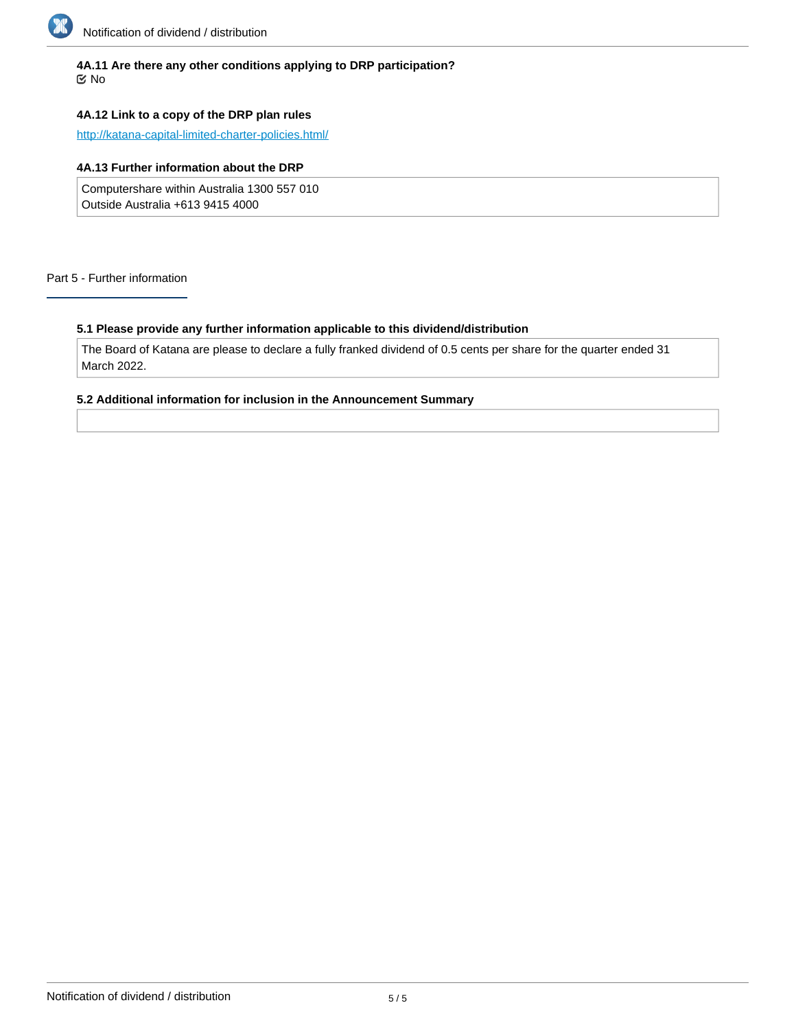#### 4A.11 Are there any other conditions applying to DRP participation?

☑ No

#### 4A.12 Link to a copy of the DRP plan rules

http://katana-capital-limited-charter-policies.html/

#### 4A.13 Further information about the DRP

Computershare within Australia 1300 557 010
Outside Australia +613 9415 4000

## Part 5 - Further information

#### 5.1 Please provide any further information applicable to this dividend/distribution

The Board of Katana are please to declare a fully franked dividend of 0.5 cents per share for the quarter ended 31 March 2022.

#### 5.2 Additional information for inclusion in the Announcement Summary